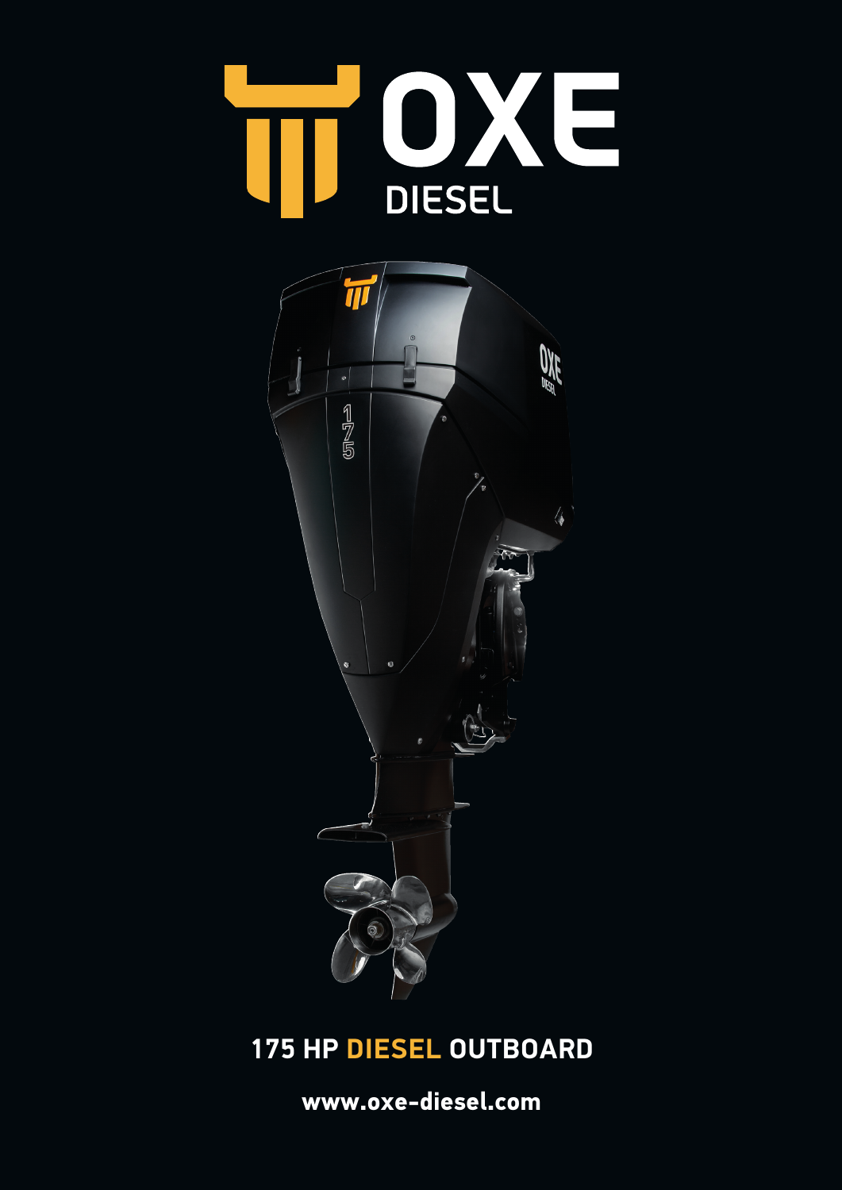# OXE DIESEL

## 175 HP DIESEL OUTBOARD

www.oxe-diesel.com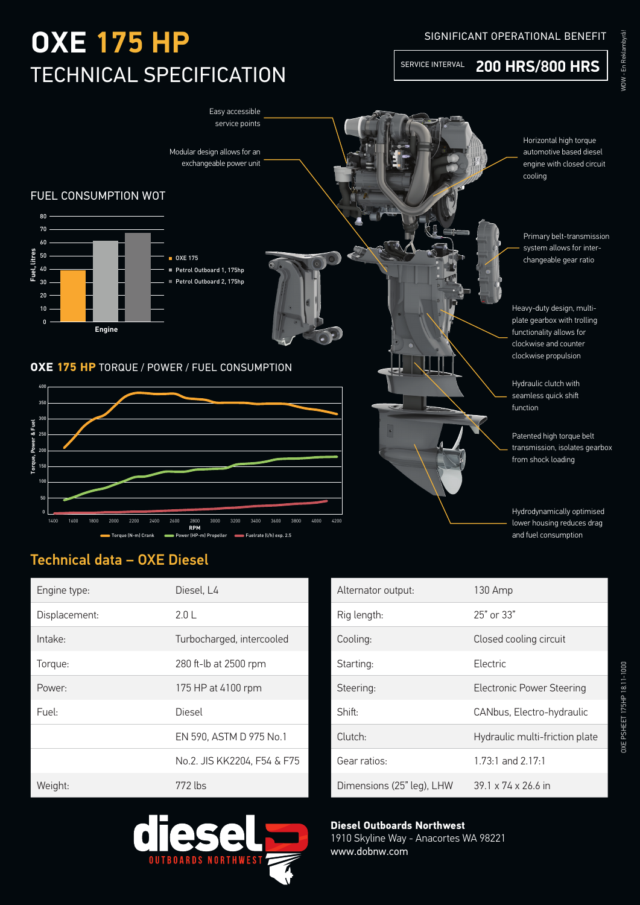# OXE 175 HP
## TECHNICAL SPECIFICATION

SIGNIFICANT OPERATIONAL BENEFIT

SERVICE INTERVAL **200 HRS/800 HRS**

Easy accessible service points

Modular design allows for an exchangeable power unit

Horizontal high torque automotive based diesel engine with closed circuit cooling

Primary belt-transmission system allows for inter-changeable gear ratio

Heavy-duty design, multi-plate gearbox with trolling functionality allows for clockwise and counter clockwise propulsion

Hydraulic clutch with seamless quick shift function

Patented high torque belt transmission, isolates gearbox from shock loading

Hydrodynamically optimised lower housing reduces drag and fuel consumption

### FUEL CONSUMPTION WOT

Fuel, litres

80
70
60
50
40
30
20
10
0

Engine

OXE 175
Petrol Outboard 1, 175hp
Petrol Outboard 2, 175hp

### OXE 175 HP TORQUE / POWER / FUEL CONSUMPTION

Torque, Power & Fuel

400
350
300
250
200
150
100
50
0

1400 1600 1800 2000 2200 2400 2600 2800 3000 3200 3400 3600 3800 4000 4200

RPM

Torque (N-m) Crank
Power (HP-m) Propeller
Fuelrate (l/h) exp. 2.5

## Technical data – OXE Diesel

| | |
|---|---|
| Engine type: | Diesel, L4 |
| Displacement: | 2.0 L |
| Intake: | Turbocharged, intercooled |
| Torque: | 280 ft-lb at 2500 rpm |
| Power: | 175 HP at 4100 rpm |
| Fuel: | Diesel |
| | EN 590, ASTM D 975 No.1 |
| | No.2. JIS KK2204, F54 & F75 |
| Weight: | 772 lbs |

| | |
|---|---|
| Alternator output: | 130 Amp |
| Rig length: | 25" or 33" |
| Cooling: | Closed cooling circuit |
| Starting: | Electric |
| Steering: | Electronic Power Steering |
| Shift: | CANbus, Electro-hydraulic |
| Clutch: | Hydraulic multi-friction plate |
| Gear ratios: | 1.73:1 and 2.17:1 |
| Dimensions (25" leg), LHW | 39.1 x 74 x 26.6 in |

diesel OUTBOARDS NORTHWEST

**Diesel Outboards Northwest**
1910 Skyline Way - Anacortes WA 98221
www.dobnw.com

OXE PSHEET 175HP 18.11-1000